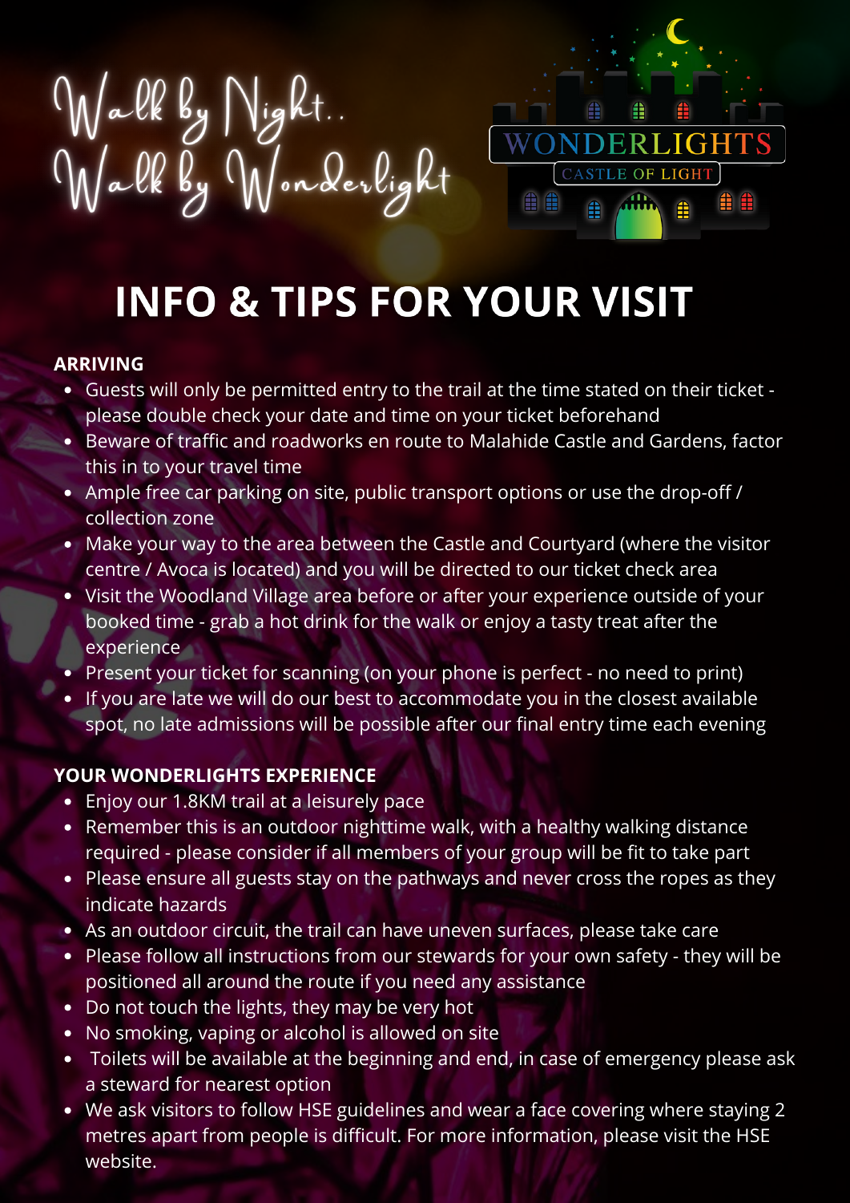Walk by Night..
Walk by Wonderlight

WONDERLIGHTS
CASTLE OF LIGHT

# INFO & TIPS FOR YOUR VISIT

**ARRIVING**

- Guests will only be permitted entry to the trail at the time stated on their ticket - please double check your date and time on your ticket beforehand
- Beware of traffic and roadworks en route to Malahide Castle and Gardens, factor this in to your travel time
- Ample free car parking on site, public transport options or use the drop-off / collection zone
- Make your way to the area between the Castle and Courtyard (where the visitor centre / Avoca is located) and you will be directed to our ticket check area
- Visit the Woodland Village area before or after your experience outside of your booked time - grab a hot drink for the walk or enjoy a tasty treat after the experience
- Present your ticket for scanning (on your phone is perfect - no need to print)
- If you are late we will do our best to accommodate you in the closest available spot, no late admissions will be possible after our final entry time each evening

**YOUR WONDERLIGHTS EXPERIENCE**

- Enjoy our 1.8KM trail at a leisurely pace
- Remember this is an outdoor nighttime walk, with a healthy walking distance required - please consider if all members of your group will be fit to take part
- Please ensure all guests stay on the pathways and never cross the ropes as they indicate hazards
- As an outdoor circuit, the trail can have uneven surfaces, please take care
- Please follow all instructions from our stewards for your own safety - they will be positioned all around the route if you need any assistance
- Do not touch the lights, they may be very hot
- No smoking, vaping or alcohol is allowed on site
- Toilets will be available at the beginning and end, in case of emergency please ask a steward for nearest option
- We ask visitors to follow HSE guidelines and wear a face covering where staying 2 metres apart from people is difficult. For more information, please visit the HSE website.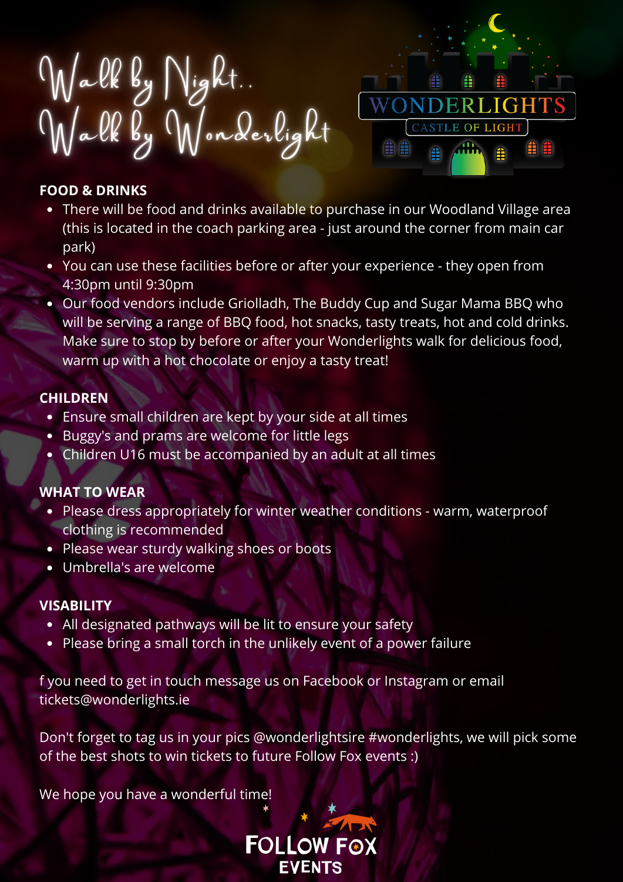Walk by Night..
Walk by Wonderlight

WONDERLIGHTS
CASTLE OF LIGHT

**FOOD & DRINKS**

- There will be food and drinks available to purchase in our Woodland Village area (this is located in the coach parking area - just around the corner from main car park)
- You can use these facilities before or after your experience - they open from 4:30pm until 9:30pm
- Our food vendors include Griolladh, The Buddy Cup and Sugar Mama BBQ who will be serving a range of BBQ food, hot snacks, tasty treats, hot and cold drinks. Make sure to stop by before or after your Wonderlights walk for delicious food, warm up with a hot chocolate or enjoy a tasty treat!

**CHILDREN**

- Ensure small children are kept by your side at all times
- Buggy's and prams are welcome for little legs
- Children U16 must be accompanied by an adult at all times

**WHAT TO WEAR**

- Please dress appropriately for winter weather conditions - warm, waterproof clothing is recommended
- Please wear sturdy walking shoes or boots
- Umbrella's are welcome

**VISABILITY**

- All designated pathways will be lit to ensure your safety
- Please bring a small torch in the unlikely event of a power failure

f you need to get in touch message us on Facebook or Instagram or email tickets@wonderlights.ie

Don't forget to tag us in your pics @wonderlightsire #wonderlights, we will pick some of the best shots to win tickets to future Follow Fox events :)

We hope you have a wonderful time!

FOLLOW FOX
EVENTS